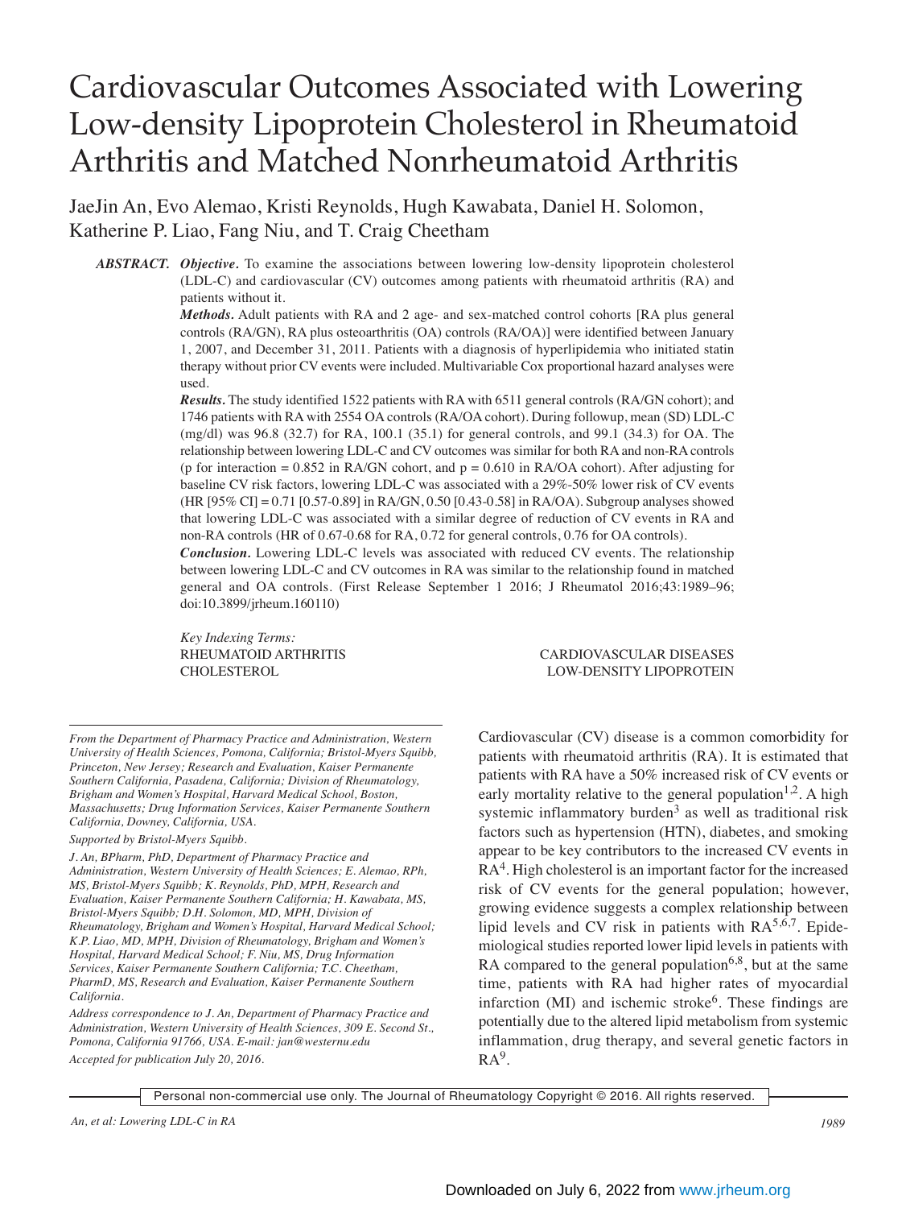# Cardiovascular Outcomes Associated with Lowering Low-density Lipoprotein Cholesterol in Rheumatoid Arthritis and Matched Nonrheumatoid Arthritis

JaeJin An, Evo Alemao, Kristi Reynolds, Hugh Kawabata, Daniel H. Solomon, Katherine P. Liao, Fang Niu, and T. Craig Cheetham

**ABSTRACT.** ***Objective.*** To examine the associations between lowering low-density lipoprotein cholesterol (LDL-C) and cardiovascular (CV) outcomes among patients with rheumatoid arthritis (RA) and patients without it.

***Methods.*** Adult patients with RA and 2 age- and sex-matched control cohorts [RA plus general controls (RA/GN), RA plus osteoarthritis (OA) controls (RA/OA)] were identified between January 1, 2007, and December 31, 2011. Patients with a diagnosis of hyperlipidemia who initiated statin therapy without prior CV events were included. Multivariable Cox proportional hazard analyses were used.

***Results.*** The study identified 1522 patients with RA with 6511 general controls (RA/GN cohort); and 1746 patients with RA with 2554 OA controls (RA/OA cohort). During followup, mean (SD) LDL-C (mg/dl) was 96.8 (32.7) for RA, 100.1 (35.1) for general controls, and 99.1 (34.3) for OA. The relationship between lowering LDL-C and CV outcomes was similar for both RA and non-RA controls (p for interaction = 0.852 in RA/GN cohort, and p = 0.610 in RA/OA cohort). After adjusting for baseline CV risk factors, lowering LDL-C was associated with a 29%-50% lower risk of CV events (HR [95% CI] = 0.71 [0.57-0.89] in RA/GN, 0.50 [0.43-0.58] in RA/OA). Subgroup analyses showed that lowering LDL-C was associated with a similar degree of reduction of CV events in RA and non-RA controls (HR of 0.67-0.68 for RA, 0.72 for general controls, 0.76 for OA controls).

***Conclusion.*** Lowering LDL-C levels was associated with reduced CV events. The relationship between lowering LDL-C and CV outcomes in RA was similar to the relationship found in matched general and OA controls. (First Release September 1 2016; J Rheumatol 2016;43:1989–96; doi:10.3899/jrheum.160110)

*Key Indexing Terms:*
RHEUMATOID ARTHRITIS
CHOLESTEROL
CARDIOVASCULAR DISEASES
LOW-DENSITY LIPOPROTEIN

*From the Department of Pharmacy Practice and Administration, Western University of Health Sciences, Pomona, California; Bristol-Myers Squibb, Princeton, New Jersey; Research and Evaluation, Kaiser Permanente Southern California, Pasadena, California; Division of Rheumatology, Brigham and Women's Hospital, Harvard Medical School, Boston, Massachusetts; Drug Information Services, Kaiser Permanente Southern California, Downey, California, USA.*

*Supported by Bristol-Myers Squibb.*

*J. An, BPharm, PhD, Department of Pharmacy Practice and Administration, Western University of Health Sciences; E. Alemao, RPh, MS, Bristol-Myers Squibb; K. Reynolds, PhD, MPH, Research and Evaluation, Kaiser Permanente Southern California; H. Kawabata, MS, Bristol-Myers Squibb; D.H. Solomon, MD, MPH, Division of Rheumatology, Brigham and Women's Hospital, Harvard Medical School; K.P. Liao, MD, MPH, Division of Rheumatology, Brigham and Women's Hospital, Harvard Medical School; F. Niu, MS, Drug Information Services, Kaiser Permanente Southern California; T.C. Cheetham, PharmD, MS, Research and Evaluation, Kaiser Permanente Southern California.*

*Address correspondence to J. An, Department of Pharmacy Practice and Administration, Western University of Health Sciences, 309 E. Second St., Pomona, California 91766, USA. E-mail: jan@westernu.edu*

*Accepted for publication July 20, 2016.*

Cardiovascular (CV) disease is a common comorbidity for patients with rheumatoid arthritis (RA). It is estimated that patients with RA have a 50% increased risk of CV events or early mortality relative to the general population[1,2]. A high systemic inflammatory burden[3] as well as traditional risk factors such as hypertension (HTN), diabetes, and smoking appear to be key contributors to the increased CV events in RA[4]. High cholesterol is an important factor for the increased risk of CV events for the general population; however, growing evidence suggests a complex relationship between lipid levels and CV risk in patients with RA[5,6,7]. Epidemiological studies reported lower lipid levels in patients with RA compared to the general population[6,8], but at the same time, patients with RA had higher rates of myocardial infarction (MI) and ischemic stroke[6]. These findings are potentially due to the altered lipid metabolism from systemic inflammation, drug therapy, and several genetic factors in RA[9].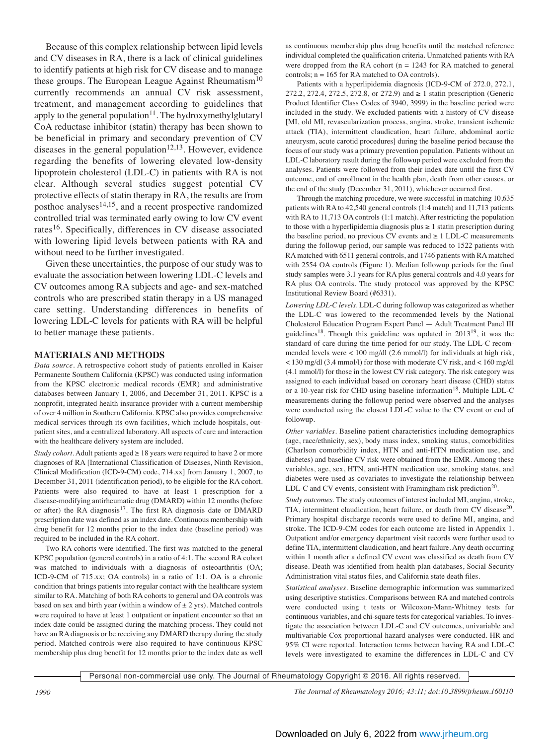Because of this complex relationship between lipid levels and CV diseases in RA, there is a lack of clinical guidelines to identify patients at high risk for CV disease and to manage these groups. The European League Against Rheumatism[10] currently recommends an annual CV risk assessment, treatment, and management according to guidelines that apply to the general population[11]. The hydroxymethylglutaryl CoA reductase inhibitor (statin) therapy has been shown to be beneficial in primary and secondary prevention of CV diseases in the general population[12,13]. However, evidence regarding the benefits of lowering elevated low-density lipoprotein cholesterol (LDL-C) in patients with RA is not clear. Although several studies suggest potential CV protective effects of statin therapy in RA, the results are from posthoc analyses[14,15], and a recent prospective randomized controlled trial was terminated early owing to low CV event rates[16]. Specifically, differences in CV disease associated with lowering lipid levels between patients with RA and without need to be further investigated.

Given these uncertainties, the purpose of our study was to evaluate the association between lowering LDL-C levels and CV outcomes among RA subjects and age- and sex-matched controls who are prescribed statin therapy in a US managed care setting. Understanding differences in benefits of lowering LDL-C levels for patients with RA will be helpful to better manage these patients.

## MATERIALS AND METHODS

*Data source.* A retrospective cohort study of patients enrolled in Kaiser Permanente Southern California (KPSC) was conducted using information from the KPSC electronic medical records (EMR) and administrative databases between January 1, 2006, and December 31, 2011. KPSC is a nonprofit, integrated health insurance provider with a current membership of over 4 million in Southern California. KPSC also provides comprehensive medical services through its own facilities, which include hospitals, outpatient sites, and a centralized laboratory. All aspects of care and interaction with the healthcare delivery system are included.

*Study cohort.* Adult patients aged ≥ 18 years were required to have 2 or more diagnoses of RA [International Classification of Diseases, Ninth Revision, Clinical Modification (ICD-9-CM) code, 714.xx] from January 1, 2007, to December 31, 2011 (identification period), to be eligible for the RA cohort. Patients were also required to have at least 1 prescription for a disease-modifying antirheumatic drug (DMARD) within 12 months (before or after) the RA diagnosis[17]. The first RA diagnosis date or DMARD prescription date was defined as an index date. Continuous membership with drug benefit for 12 months prior to the index date (baseline period) was required to be included in the RA cohort.

Two RA cohorts were identified. The first was matched to the general KPSC population (general controls) in a ratio of 4:1. The second RA cohort was matched to individuals with a diagnosis of osteoarthritis (OA; ICD-9-CM of 715.xx; OA controls) in a ratio of 1:1. OA is a chronic condition that brings patients into regular contact with the healthcare system similar to RA. Matching of both RA cohorts to general and OA controls was based on sex and birth year (within a window of ± 2 yrs). Matched controls were required to have at least 1 outpatient or inpatient encounter so that an index date could be assigned during the matching process. They could not have an RA diagnosis or be receiving any DMARD therapy during the study period. Matched controls were also required to have continuous KPSC membership plus drug benefit for 12 months prior to the index date as well as continuous membership plus drug benefits until the matched reference individual completed the qualification criteria. Unmatched patients with RA were dropped from the RA cohort (n = 1243 for RA matched to general controls; n = 165 for RA matched to OA controls).

Patients with a hyperlipidemia diagnosis (ICD-9-CM of 272.0, 272.1, 272.2, 272.4, 272.5, 272.8, or 272.9) and ≥ 1 statin prescription (Generic Product Identifier Class Codes of 3940, 3999) in the baseline period were included in the study. We excluded patients with a history of CV disease [MI, old MI, revascularization process, angina, stroke, transient ischemic attack (TIA), intermittent claudication, heart failure, abdominal aortic aneurysm, acute carotid procedures] during the baseline period because the focus of our study was a primary prevention population. Patients without an LDL-C laboratory result during the followup period were excluded from the analyses. Patients were followed from their index date until the first CV outcome, end of enrollment in the health plan, death from other causes, or the end of the study (December 31, 2011), whichever occurred first.

Through the matching procedure, we were successful in matching 10,635 patients with RA to 42,540 general controls (1:4 match) and 11,713 patients with RA to 11,713 OA controls (1:1 match). After restricting the population to those with a hyperlipidemia diagnosis plus ≥ 1 statin prescription during the baseline period, no previous CV events and ≥ 1 LDL-C measurements during the followup period, our sample was reduced to 1522 patients with RA matched with 6511 general controls, and 1746 patients with RA matched with 2554 OA controls (Figure 1). Median followup periods for the final study samples were 3.1 years for RA plus general controls and 4.0 years for RA plus OA controls. The study protocol was approved by the KPSC Institutional Review Board (#6331).

*Lowering LDL-C levels.* LDL-C during followup was categorized as whether the LDL-C was lowered to the recommended levels by the National Cholesterol Education Program Expert Panel — Adult Treatment Panel III guidelines[18]. Though this guideline was updated in 2013[19], it was the standard of care during the time period for our study. The LDL-C recommended levels were < 100 mg/dl (2.6 mmol/l) for individuals at high risk, < 130 mg/dl (3.4 mmol/l) for those with moderate CV risk, and < 160 mg/dl (4.1 mmol/l) for those in the lowest CV risk category. The risk category was assigned to each individual based on coronary heart disease (CHD) status or a 10-year risk for CHD using baseline information[18]. Multiple LDL-C measurements during the followup period were observed and the analyses were conducted using the closest LDL-C value to the CV event or end of followup.

*Other variables.* Baseline patient characteristics including demographics (age, race/ethnicity, sex), body mass index, smoking status, comorbidities (Charlson comorbidity index, HTN and anti-HTN medication use, and diabetes) and baseline CV risk were obtained from the EMR. Among these variables, age, sex, HTN, anti-HTN medication use, smoking status, and diabetes were used as covariates to investigate the relationship between LDL-C and CV events, consistent with Framingham risk prediction[20].

*Study outcomes.* The study outcomes of interest included MI, angina, stroke, TIA, intermittent claudication, heart failure, or death from CV disease[20]. Primary hospital discharge records were used to define MI, angina, and stroke. The ICD-9-CM codes for each outcome are listed in Appendix 1. Outpatient and/or emergency department visit records were further used to define TIA, intermittent claudication, and heart failure. Any death occurring within 1 month after a defined CV event was classified as death from CV disease. Death was identified from health plan databases, Social Security Administration vital status files, and California state death files.

*Statistical analyses.* Baseline demographic information was summarized using descriptive statistics. Comparisons between RA and matched controls were conducted using t tests or Wilcoxon-Mann-Whitney tests for continuous variables, and chi-square tests for categorical variables. To investigate the association between LDL-C and CV outcomes, univariable and multivariable Cox proportional hazard analyses were conducted. HR and 95% CI were reported. Interaction terms between having RA and LDL-C levels were investigated to examine the differences in LDL-C and CV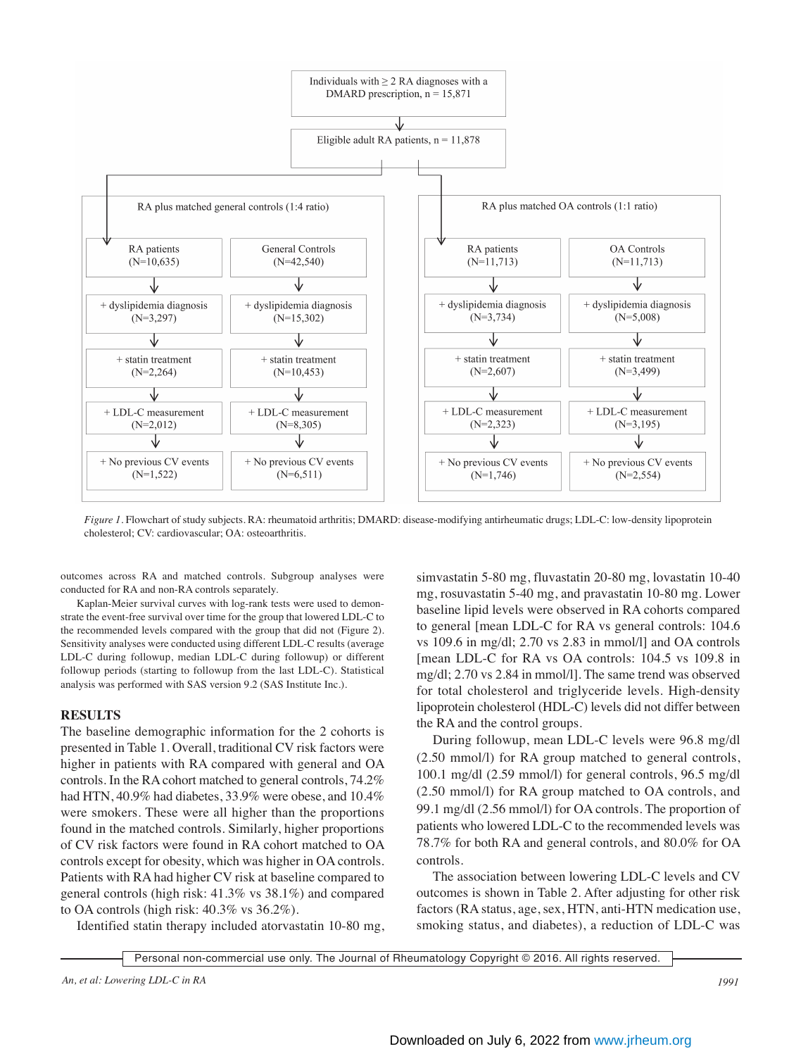Individuals with ≥ 2 RA diagnoses with a DMARD prescription, n = 15,871

↓

Eligible adult RA patients, n = 11,878

**RA plus matched general controls (1:4 ratio)**

| RA patients (N=10,635) | General Controls (N=42,540) |
|---|---|
| + dyslipidemia diagnosis (N=3,297) | + dyslipidemia diagnosis (N=15,302) |
| + statin treatment (N=2,264) | + statin treatment (N=10,453) |
| + LDL-C measurement (N=2,012) | + LDL-C measurement (N=8,305) |
| + No previous CV events (N=1,522) | + No previous CV events (N=6,511) |

**RA plus matched OA controls (1:1 ratio)**

| RA patients (N=11,713) | OA Controls (N=11,713) |
|---|---|
| + dyslipidemia diagnosis (N=3,734) | + dyslipidemia diagnosis (N=5,008) |
| + statin treatment (N=2,607) | + statin treatment (N=3,499) |
| + LDL-C measurement (N=2,323) | + LDL-C measurement (N=3,195) |
| + No previous CV events (N=1,746) | + No previous CV events (N=2,554) |

*Figure 1.* Flowchart of study subjects. RA: rheumatoid arthritis; DMARD: disease-modifying antirheumatic drugs; LDL-C: low-density lipoprotein cholesterol; CV: cardiovascular; OA: osteoarthritis.

outcomes across RA and matched controls. Subgroup analyses were conducted for RA and non-RA controls separately.

Kaplan-Meier survival curves with log-rank tests were used to demonstrate the event-free survival over time for the group that lowered LDL-C to the recommended levels compared with the group that did not (Figure 2). Sensitivity analyses were conducted using different LDL-C results (average LDL-C during followup, median LDL-C during followup) or different followup periods (starting to followup from the last LDL-C). Statistical analysis was performed with SAS version 9.2 (SAS Institute Inc.).

## RESULTS

The baseline demographic information for the 2 cohorts is presented in Table 1. Overall, traditional CV risk factors were higher in patients with RA compared with general and OA controls. In the RA cohort matched to general controls, 74.2% had HTN, 40.9% had diabetes, 33.9% were obese, and 10.4% were smokers. These were all higher than the proportions found in the matched controls. Similarly, higher proportions of CV risk factors were found in RA cohort matched to OA controls except for obesity, which was higher in OA controls. Patients with RA had higher CV risk at baseline compared to general controls (high risk: 41.3% vs 38.1%) and compared to OA controls (high risk: 40.3% vs 36.2%).

Identified statin therapy included atorvastatin 10-80 mg, simvastatin 5-80 mg, fluvastatin 20-80 mg, lovastatin 10-40 mg, rosuvastatin 5-40 mg, and pravastatin 10-80 mg. Lower baseline lipid levels were observed in RA cohorts compared to general [mean LDL-C for RA vs general controls: 104.6 vs 109.6 in mg/dl; 2.70 vs 2.83 in mmol/l] and OA controls [mean LDL-C for RA vs OA controls: 104.5 vs 109.8 in mg/dl; 2.70 vs 2.84 in mmol/l]. The same trend was observed for total cholesterol and triglyceride levels. High-density lipoprotein cholesterol (HDL-C) levels did not differ between the RA and the control groups.

During followup, mean LDL-C levels were 96.8 mg/dl (2.50 mmol/l) for RA group matched to general controls, 100.1 mg/dl (2.59 mmol/l) for general controls, 96.5 mg/dl (2.50 mmol/l) for RA group matched to OA controls, and 99.1 mg/dl (2.56 mmol/l) for OA controls. The proportion of patients who lowered LDL-C to the recommended levels was 78.7% for both RA and general controls, and 80.0% for OA controls.

The association between lowering LDL-C levels and CV outcomes is shown in Table 2. After adjusting for other risk factors (RA status, age, sex, HTN, anti-HTN medication use, smoking status, and diabetes), a reduction of LDL-C was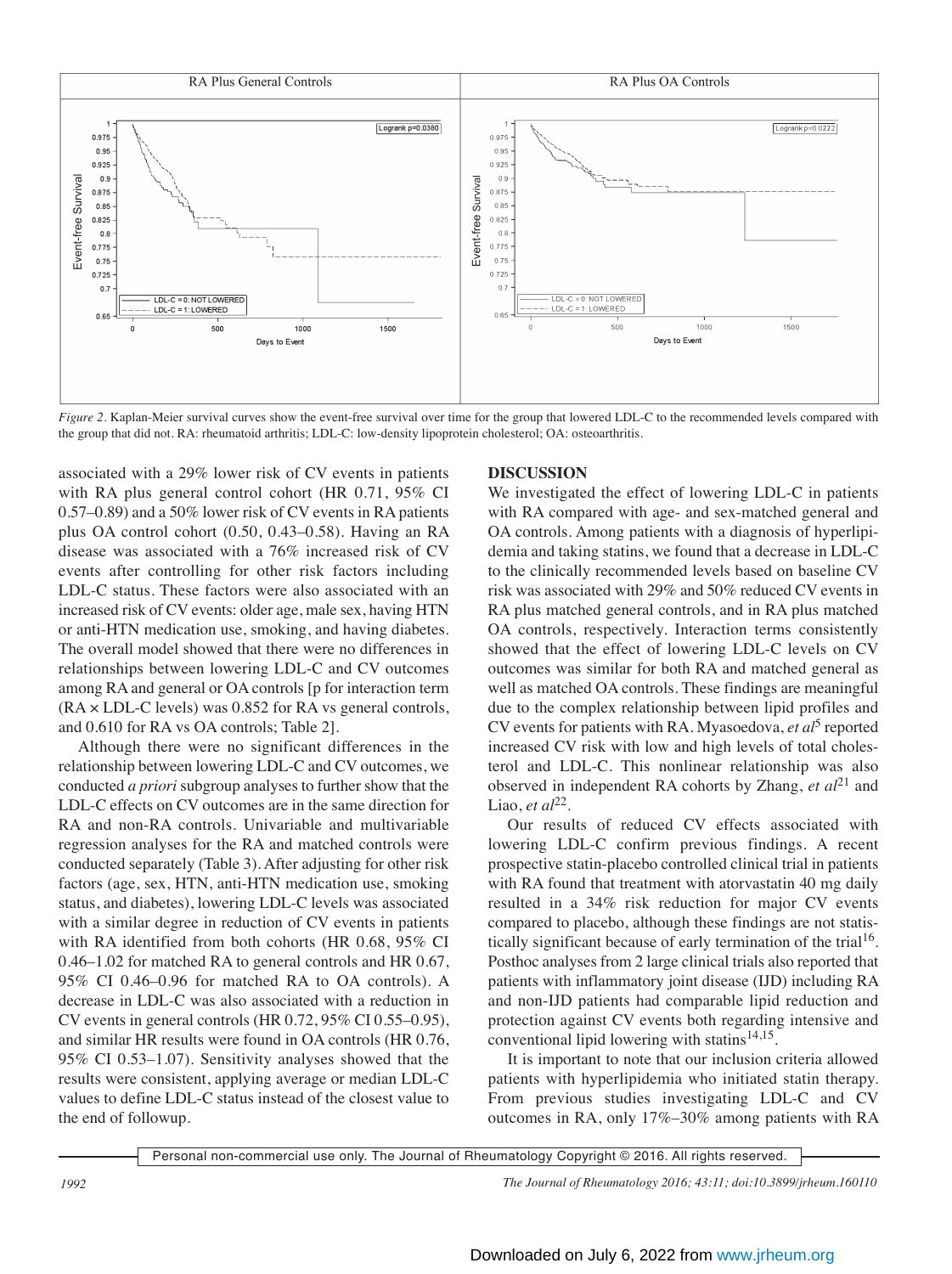*Figure 2.* Kaplan-Meier survival curves show the event-free survival over time for the group that lowered LDL-C to the recommended levels compared with the group that did not. RA: rheumatoid arthritis; LDL-C: low-density lipoprotein cholesterol; OA: osteoarthritis.

associated with a 29% lower risk of CV events in patients with RA plus general control cohort (HR 0.71, 95% CI 0.57–0.89) and a 50% lower risk of CV events in RA patients plus OA control cohort (0.50, 0.43–0.58). Having an RA disease was associated with a 76% increased risk of CV events after controlling for other risk factors including LDL-C status. These factors were also associated with an increased risk of CV events: older age, male sex, having HTN or anti-HTN medication use, smoking, and having diabetes. The overall model showed that there were no differences in relationships between lowering LDL-C and CV outcomes among RA and general or OA controls [p for interaction term (RA × LDL-C levels) was 0.852 for RA vs general controls, and 0.610 for RA vs OA controls; Table 2].

Although there were no significant differences in the relationship between lowering LDL-C and CV outcomes, we conducted *a priori* subgroup analyses to further show that the LDL-C effects on CV outcomes are in the same direction for RA and non-RA controls. Univariable and multivariable regression analyses for the RA and matched controls were conducted separately (Table 3). After adjusting for other risk factors (age, sex, HTN, anti-HTN medication use, smoking status, and diabetes), lowering LDL-C levels was associated with a similar degree in reduction of CV events in patients with RA identified from both cohorts (HR 0.68, 95% CI 0.46–1.02 for matched RA to general controls and HR 0.67, 95% CI 0.46–0.96 for matched RA to OA controls). A decrease in LDL-C was also associated with a reduction in CV events in general controls (HR 0.72, 95% CI 0.55–0.95), and similar HR results were found in OA controls (HR 0.76, 95% CI 0.53–1.07). Sensitivity analyses showed that the results were consistent, applying average or median LDL-C values to define LDL-C status instead of the closest value to the end of followup.

## DISCUSSION

We investigated the effect of lowering LDL-C in patients with RA compared with age- and sex-matched general and OA controls. Among patients with a diagnosis of hyperlipidemia and taking statins, we found that a decrease in LDL-C to the clinically recommended levels based on baseline CV risk was associated with 29% and 50% reduced CV events in RA plus matched general controls, and in RA plus matched OA controls, respectively. Interaction terms consistently showed that the effect of lowering LDL-C levels on CV outcomes was similar for both RA and matched general as well as matched OA controls. These findings are meaningful due to the complex relationship between lipid profiles and CV events for patients with RA. Myasoedova, *et al*[5] reported increased CV risk with low and high levels of total cholesterol and LDL-C. This nonlinear relationship was also observed in independent RA cohorts by Zhang, *et al*[21] and Liao, *et al*[22].

Our results of reduced CV effects associated with lowering LDL-C confirm previous findings. A recent prospective statin-placebo controlled clinical trial in patients with RA found that treatment with atorvastatin 40 mg daily resulted in a 34% risk reduction for major CV events compared to placebo, although these findings are not statistically significant because of early termination of the trial[16]. Posthoc analyses from 2 large clinical trials also reported that patients with inflammatory joint disease (IJD) including RA and non-IJD patients had comparable lipid reduction and protection against CV events both regarding intensive and conventional lipid lowering with statins[14,15].

It is important to note that our inclusion criteria allowed patients with hyperlipidemia who initiated statin therapy. From previous studies investigating LDL-C and CV outcomes in RA, only 17%–30% among patients with RA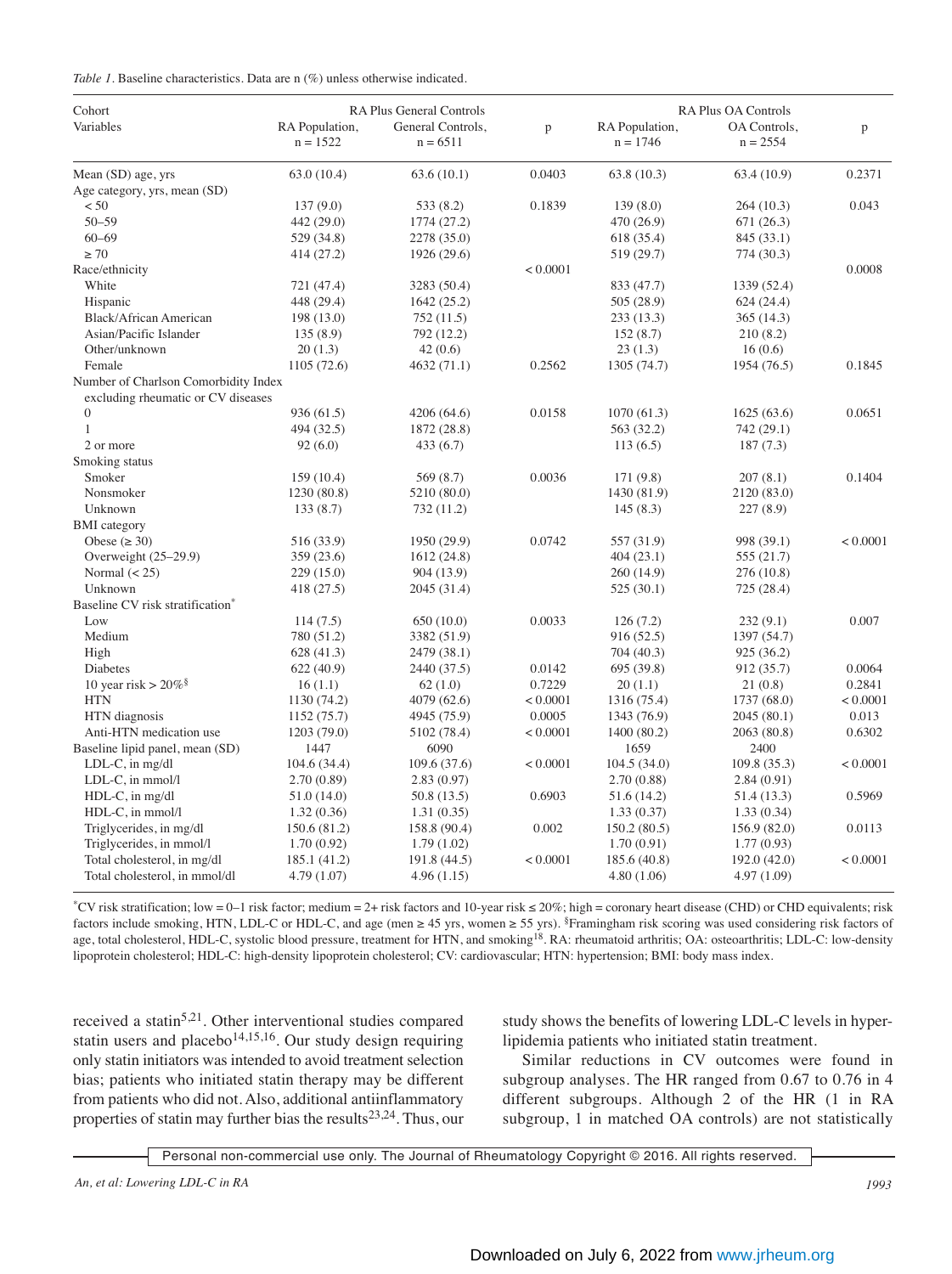*Table 1*. Baseline characteristics. Data are n (%) unless otherwise indicated.

| Cohort | RA Plus General Controls | | | RA Plus OA Controls | | |
|---|---|---|---|---|---|---|
| Variables | RA Population, n = 1522 | General Controls, n = 6511 | p | RA Population, n = 1746 | OA Controls, n = 2554 | p |
| Mean (SD) age, yrs | 63.0 (10.4) | 63.6 (10.1) | 0.0403 | 63.8 (10.3) | 63.4 (10.9) | 0.2371 |
| Age category, yrs, mean (SD) | | | | | | |
| < 50 | 137 (9.0) | 533 (8.2) | 0.1839 | 139 (8.0) | 264 (10.3) | 0.043 |
| 50–59 | 442 (29.0) | 1774 (27.2) | | 470 (26.9) | 671 (26.3) | |
| 60–69 | 529 (34.8) | 2278 (35.0) | | 618 (35.4) | 845 (33.1) | |
| ≥ 70 | 414 (27.2) | 1926 (29.6) | | 519 (29.7) | 774 (30.3) | |
| Race/ethnicity | | | < 0.0001 | | | 0.0008 |
| White | 721 (47.4) | 3283 (50.4) | | 833 (47.7) | 1339 (52.4) | |
| Hispanic | 448 (29.4) | 1642 (25.2) | | 505 (28.9) | 624 (24.4) | |
| Black/African American | 198 (13.0) | 752 (11.5) | | 233 (13.3) | 365 (14.3) | |
| Asian/Pacific Islander | 135 (8.9) | 792 (12.2) | | 152 (8.7) | 210 (8.2) | |
| Other/unknown | 20 (1.3) | 42 (0.6) | | 23 (1.3) | 16 (0.6) | |
| Female | 1105 (72.6) | 4632 (71.1) | 0.2562 | 1305 (74.7) | 1954 (76.5) | 0.1845 |
| Number of Charlson Comorbidity Index excluding rheumatic or CV diseases | | | | | | |
| 0 | 936 (61.5) | 4206 (64.6) | 0.0158 | 1070 (61.3) | 1625 (63.6) | 0.0651 |
| 1 | 494 (32.5) | 1872 (28.8) | | 563 (32.2) | 742 (29.1) | |
| 2 or more | 92 (6.0) | 433 (6.7) | | 113 (6.5) | 187 (7.3) | |
| Smoking status | | | | | | |
| Smoker | 159 (10.4) | 569 (8.7) | 0.0036 | 171 (9.8) | 207 (8.1) | 0.1404 |
| Nonsmoker | 1230 (80.8) | 5210 (80.0) | | 1430 (81.9) | 2120 (83.0) | |
| Unknown | 133 (8.7) | 732 (11.2) | | 145 (8.3) | 227 (8.9) | |
| BMI category | | | | | | |
| Obese (≥ 30) | 516 (33.9) | 1950 (29.9) | 0.0742 | 557 (31.9) | 998 (39.1) | < 0.0001 |
| Overweight (25–29.9) | 359 (23.6) | 1612 (24.8) | | 404 (23.1) | 555 (21.7) | |
| Normal (< 25) | 229 (15.0) | 904 (13.9) | | 260 (14.9) | 276 (10.8) | |
| Unknown | 418 (27.5) | 2045 (31.4) | | 525 (30.1) | 725 (28.4) | |
| Baseline CV risk stratification* | | | | | | |
| Low | 114 (7.5) | 650 (10.0) | 0.0033 | 126 (7.2) | 232 (9.1) | 0.007 |
| Medium | 780 (51.2) | 3382 (51.9) | | 916 (52.5) | 1397 (54.7) | |
| High | 628 (41.3) | 2479 (38.1) | | 704 (40.3) | 925 (36.2) | |
| Diabetes | 622 (40.9) | 2440 (37.5) | 0.0142 | 695 (39.8) | 912 (35.7) | 0.0064 |
| 10 year risk > 20%§ | 16 (1.1) | 62 (1.0) | 0.7229 | 20 (1.1) | 21 (0.8) | 0.2841 |
| HTN | 1130 (74.2) | 4079 (62.6) | < 0.0001 | 1316 (75.4) | 1737 (68.0) | < 0.0001 |
| HTN diagnosis | 1152 (75.7) | 4945 (75.9) | 0.0005 | 1343 (76.9) | 2045 (80.1) | 0.013 |
| Anti-HTN medication use | 1203 (79.0) | 5102 (78.4) | < 0.0001 | 1400 (80.2) | 2063 (80.8) | 0.6302 |
| Baseline lipid panel, mean (SD) | 1447 | 6090 | | 1659 | 2400 | |
| LDL-C, in mg/dl | 104.6 (34.4) | 109.6 (37.6) | < 0.0001 | 104.5 (34.0) | 109.8 (35.3) | < 0.0001 |
| LDL-C, in mmol/l | 2.70 (0.89) | 2.83 (0.97) | | 2.70 (0.88) | 2.84 (0.91) | |
| HDL-C, in mg/dl | 51.0 (14.0) | 50.8 (13.5) | 0.6903 | 51.6 (14.2) | 51.4 (13.3) | 0.5969 |
| HDL-C, in mmol/l | 1.32 (0.36) | 1.31 (0.35) | | 1.33 (0.37) | 1.33 (0.34) | |
| Triglycerides, in mg/dl | 150.6 (81.2) | 158.8 (90.4) | 0.002 | 150.2 (80.5) | 156.9 (82.0) | 0.0113 |
| Triglycerides, in mmol/l | 1.70 (0.92) | 1.79 (1.02) | | 1.70 (0.91) | 1.77 (0.93) | |
| Total cholesterol, in mg/dl | 185.1 (41.2) | 191.8 (44.5) | < 0.0001 | 185.6 (40.8) | 192.0 (42.0) | < 0.0001 |
| Total cholesterol, in mmol/dl | 4.79 (1.07) | 4.96 (1.15) | | 4.80 (1.06) | 4.97 (1.09) | |

*CV risk stratification; low = 0–1 risk factor; medium = 2+ risk factors and 10-year risk ≤ 20%; high = coronary heart disease (CHD) or CHD equivalents; risk factors include smoking, HTN, LDL-C or HDL-C, and age (men ≥ 45 yrs, women ≥ 55 yrs). §Framingham risk scoring was used considering risk factors of age, total cholesterol, HDL-C, systolic blood pressure, treatment for HTN, and smoking[18]. RA: rheumatoid arthritis; OA: osteoarthritis; LDL-C: low-density lipoprotein cholesterol; HDL-C: high-density lipoprotein cholesterol; CV: cardiovascular; HTN: hypertension; BMI: body mass index.

received a statin[5,21]. Other interventional studies compared statin users and placebo[14,15,16]. Our study design requiring only statin initiators was intended to avoid treatment selection bias; patients who initiated statin therapy may be different from patients who did not. Also, additional antiinflammatory properties of statin may further bias the results[23,24]. Thus, our study shows the benefits of lowering LDL-C levels in hyperlipidemia patients who initiated statin treatment.

Similar reductions in CV outcomes were found in subgroup analyses. The HR ranged from 0.67 to 0.76 in 4 different subgroups. Although 2 of the HR (1 in RA subgroup, 1 in matched OA controls) are not statistically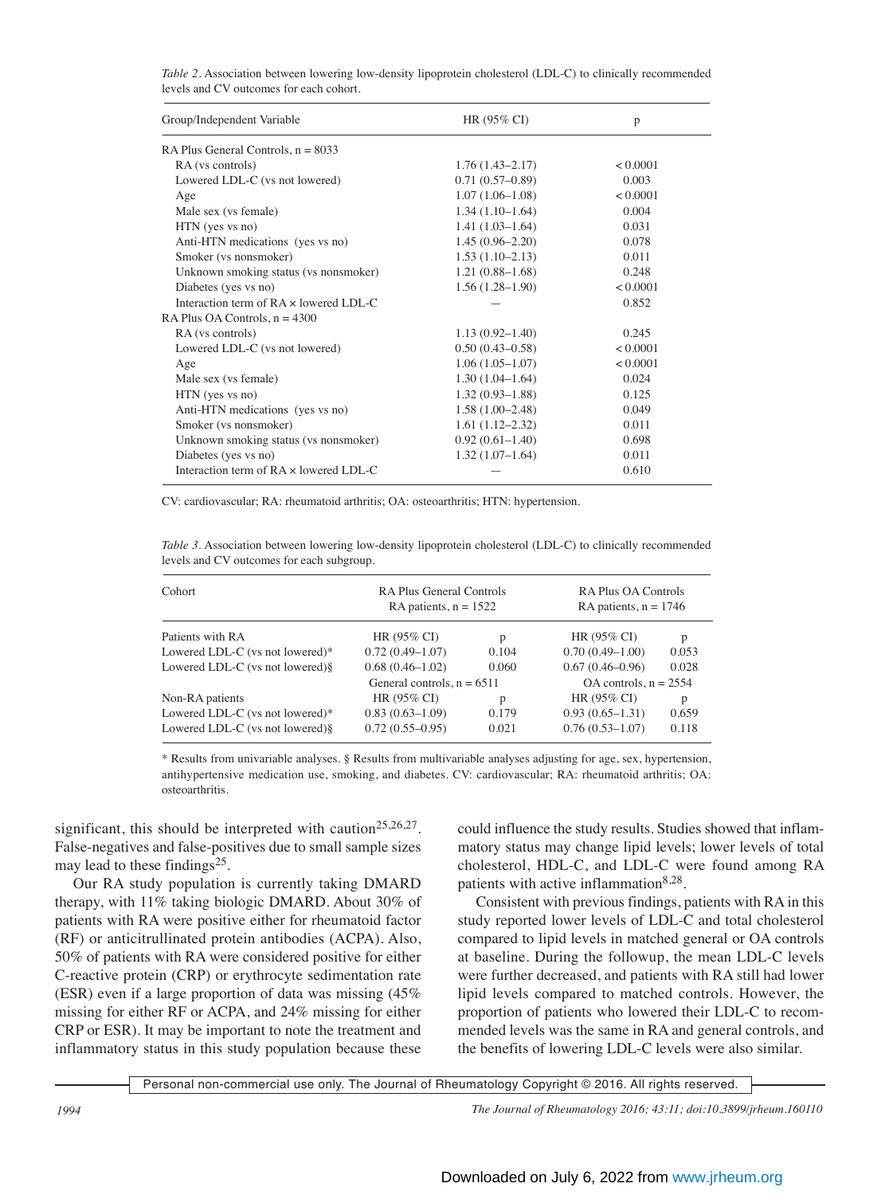*Table 2*. Association between lowering low-density lipoprotein cholesterol (LDL-C) to clinically recommended levels and CV outcomes for each cohort.

| Group/Independent Variable | HR (95% CI) | p |
|---|---|---|
| RA Plus General Controls, n = 8033 | | |
| RA (vs controls) | 1.76 (1.43–2.17) | < 0.0001 |
| Lowered LDL-C (vs not lowered) | 0.71 (0.57–0.89) | 0.003 |
| Age | 1.07 (1.06–1.08) | < 0.0001 |
| Male sex (vs female) | 1.34 (1.10–1.64) | 0.004 |
| HTN (yes vs no) | 1.41 (1.03–1.64) | 0.031 |
| Anti-HTN medications (yes vs no) | 1.45 (0.96–2.20) | 0.078 |
| Smoker (vs nonsmoker) | 1.53 (1.10–2.13) | 0.011 |
| Unknown smoking status (vs nonsmoker) | 1.21 (0.88–1.68) | 0.248 |
| Diabetes (yes vs no) | 1.56 (1.28–1.90) | < 0.0001 |
| Interaction term of RA × lowered LDL-C | — | 0.852 |
| RA Plus OA Controls, n = 4300 | | |
| RA (vs controls) | 1.13 (0.92–1.40) | 0.245 |
| Lowered LDL-C (vs not lowered) | 0.50 (0.43–0.58) | < 0.0001 |
| Age | 1.06 (1.05–1.07) | < 0.0001 |
| Male sex (vs female) | 1.30 (1.04–1.64) | 0.024 |
| HTN (yes vs no) | 1.32 (0.93–1.88) | 0.125 |
| Anti-HTN medications (yes vs no) | 1.58 (1.00–2.48) | 0.049 |
| Smoker (vs nonsmoker) | 1.61 (1.12–2.32) | 0.011 |
| Unknown smoking status (vs nonsmoker) | 0.92 (0.61–1.40) | 0.698 |
| Diabetes (yes vs no) | 1.32 (1.07–1.64) | 0.011 |
| Interaction term of RA × lowered LDL-C | — | 0.610 |

CV: cardiovascular; RA: rheumatoid arthritis; OA: osteoarthritis; HTN: hypertension.

*Table 3*. Association between lowering low-density lipoprotein cholesterol (LDL-C) to clinically recommended levels and CV outcomes for each subgroup.

| Cohort | RA Plus General Controls RA patients, n = 1522 | | RA Plus OA Controls RA patients, n = 1746 | |
|---|---|---|---|---|
| Patients with RA | HR (95% CI) | p | HR (95% CI) | p |
| Lowered LDL-C (vs not lowered)* | 0.72 (0.49–1.07) | 0.104 | 0.70 (0.49–1.00) | 0.053 |
| Lowered LDL-C (vs not lowered)§ | 0.68 (0.46–1.02) | 0.060 | 0.67 (0.46–0.96) | 0.028 |
| | General controls, n = 6511 | | OA controls, n = 2554 | |
| Non-RA patients | HR (95% CI) | p | HR (95% CI) | p |
| Lowered LDL-C (vs not lowered)* | 0.83 (0.63–1.09) | 0.179 | 0.93 (0.65–1.31) | 0.659 |
| Lowered LDL-C (vs not lowered)§ | 0.72 (0.55–0.95) | 0.021 | 0.76 (0.53–1.07) | 0.118 |

* Results from univariable analyses. § Results from multivariable analyses adjusting for age, sex, hypertension, antihypertensive medication use, smoking, and diabetes. CV: cardiovascular; RA: rheumatoid arthritis; OA: osteoarthritis.

significant, this should be interpreted with caution[25,26,27]. False-negatives and false-positives due to small sample sizes may lead to these findings[25].

Our RA study population is currently taking DMARD therapy, with 11% taking biologic DMARD. About 30% of patients with RA were positive either for rheumatoid factor (RF) or anticitrullinated protein antibodies (ACPA). Also, 50% of patients with RA were considered positive for either C-reactive protein (CRP) or erythrocyte sedimentation rate (ESR) even if a large proportion of data was missing (45% missing for either RF or ACPA, and 24% missing for either CRP or ESR). It may be important to note the treatment and inflammatory status in this study population because these could influence the study results. Studies showed that inflammatory status may change lipid levels; lower levels of total cholesterol, HDL-C, and LDL-C were found among RA patients with active inflammation[8,28].

Consistent with previous findings, patients with RA in this study reported lower levels of LDL-C and total cholesterol compared to lipid levels in matched general or OA controls at baseline. During the followup, the mean LDL-C levels were further decreased, and patients with RA still had lower lipid levels compared to matched controls. However, the proportion of patients who lowered their LDL-C to recommended levels was the same in RA and general controls, and the benefits of lowering LDL-C levels were also similar.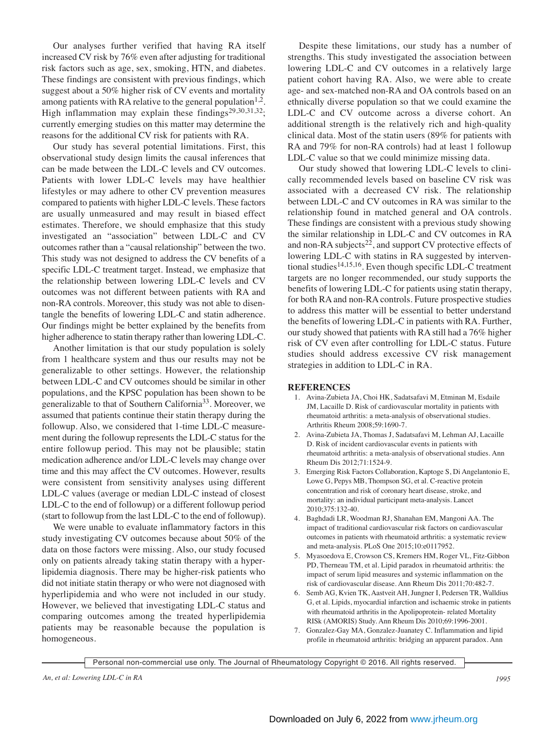Our analyses further verified that having RA itself increased CV risk by 76% even after adjusting for traditional risk factors such as age, sex, smoking, HTN, and diabetes. These findings are consistent with previous findings, which suggest about a 50% higher risk of CV events and mortality among patients with RA relative to the general population[1,2]. High inflammation may explain these findings[29,30,31,32]; currently emerging studies on this matter may determine the reasons for the additional CV risk for patients with RA.

Our study has several potential limitations. First, this observational study design limits the causal inferences that can be made between the LDL-C levels and CV outcomes. Patients with lower LDL-C levels may have healthier lifestyles or may adhere to other CV prevention measures compared to patients with higher LDL-C levels. These factors are usually unmeasured and may result in biased effect estimates. Therefore, we should emphasize that this study investigated an "association" between LDL-C and CV outcomes rather than a "causal relationship" between the two. This study was not designed to address the CV benefits of a specific LDL-C treatment target. Instead, we emphasize that the relationship between lowering LDL-C levels and CV outcomes was not different between patients with RA and non-RA controls. Moreover, this study was not able to disentangle the benefits of lowering LDL-C and statin adherence. Our findings might be better explained by the benefits from higher adherence to statin therapy rather than lowering LDL-C.

Another limitation is that our study population is solely from 1 healthcare system and thus our results may not be generalizable to other settings. However, the relationship between LDL-C and CV outcomes should be similar in other populations, and the KPSC population has been shown to be generalizable to that of Southern California[33]. Moreover, we assumed that patients continue their statin therapy during the followup. Also, we considered that 1-time LDL-C measurement during the followup represents the LDL-C status for the entire followup period. This may not be plausible; statin medication adherence and/or LDL-C levels may change over time and this may affect the CV outcomes. However, results were consistent from sensitivity analyses using different LDL-C values (average or median LDL-C instead of closest LDL-C to the end of followup) or a different followup period (start to followup from the last LDL-C to the end of followup).

We were unable to evaluate inflammatory factors in this study investigating CV outcomes because about 50% of the data on those factors were missing. Also, our study focused only on patients already taking statin therapy with a hyperlipidemia diagnosis. There may be higher-risk patients who did not initiate statin therapy or who were not diagnosed with hyperlipidemia and who were not included in our study. However, we believed that investigating LDL-C status and comparing outcomes among the treated hyperlipidemia patients may be reasonable because the population is homogeneous.

Despite these limitations, our study has a number of strengths. This study investigated the association between lowering LDL-C and CV outcomes in a relatively large patient cohort having RA. Also, we were able to create age- and sex-matched non-RA and OA controls based on an ethnically diverse population so that we could examine the LDL-C and CV outcome across a diverse cohort. An additional strength is the relatively rich and high-quality clinical data. Most of the statin users (89% for patients with RA and 79% for non-RA controls) had at least 1 followup LDL-C value so that we could minimize missing data.

Our study showed that lowering LDL-C levels to clinically recommended levels based on baseline CV risk was associated with a decreased CV risk. The relationship between LDL-C and CV outcomes in RA was similar to the relationship found in matched general and OA controls. These findings are consistent with a previous study showing the similar relationship in LDL-C and CV outcomes in RA and non-RA subjects[22], and support CV protective effects of lowering LDL-C with statins in RA suggested by interventional studies[14,15,16]. Even though specific LDL-C treatment targets are no longer recommended, our study supports the benefits of lowering LDL-C for patients using statin therapy, for both RA and non-RA controls. Future prospective studies to address this matter will be essential to better understand the benefits of lowering LDL-C in patients with RA. Further, our study showed that patients with RA still had a 76% higher risk of CV even after controlling for LDL-C status. Future studies should address excessive CV risk management strategies in addition to LDL-C in RA.

## REFERENCES

1. Avina-Zubieta JA, Choi HK, Sadatsafavi M, Etminan M, Esdaile JM, Lacaille D. Risk of cardiovascular mortality in patients with rheumatoid arthritis: a meta-analysis of observational studies. Arthritis Rheum 2008;59:1690-7.
2. Avina-Zubieta JA, Thomas J, Sadatsafavi M, Lehman AJ, Lacaille D. Risk of incident cardiovascular events in patients with rheumatoid arthritis: a meta-analysis of observational studies. Ann Rheum Dis 2012;71:1524-9.
3. Emerging Risk Factors Collaboration, Kaptoge S, Di Angelantonio E, Lowe G, Pepys MB, Thompson SG, et al. C-reactive protein concentration and risk of coronary heart disease, stroke, and mortality: an individual participant meta-analysis. Lancet 2010;375:132-40.
4. Baghdadi LR, Woodman RJ, Shanahan EM, Mangoni AA. The impact of traditional cardiovascular risk factors on cardiovascular outcomes in patients with rheumatoid arthritis: a systematic review and meta-analysis. PLoS One 2015;10:e0117952.
5. Myasoedova E, Crowson CS, Kremers HM, Roger VL, Fitz-Gibbon PD, Therneau TM, et al. Lipid paradox in rheumatoid arthritis: the impact of serum lipid measures and systemic inflammation on the risk of cardiovascular disease. Ann Rheum Dis 2011;70:482-7.
6. Semb AG, Kvien TK, Aastveit AH, Jungner I, Pedersen TR, Walldius G, et al. Lipids, myocardial infarction and ischaemic stroke in patients with rheumatoid arthritis in the Apolipoprotein- related Mortality RISk (AMORIS) Study. Ann Rheum Dis 2010;69:1996-2001.
7. Gonzalez-Gay MA, Gonzalez-Juanatey C. Inflammation and lipid profile in rheumatoid arthritis: bridging an apparent paradox. Ann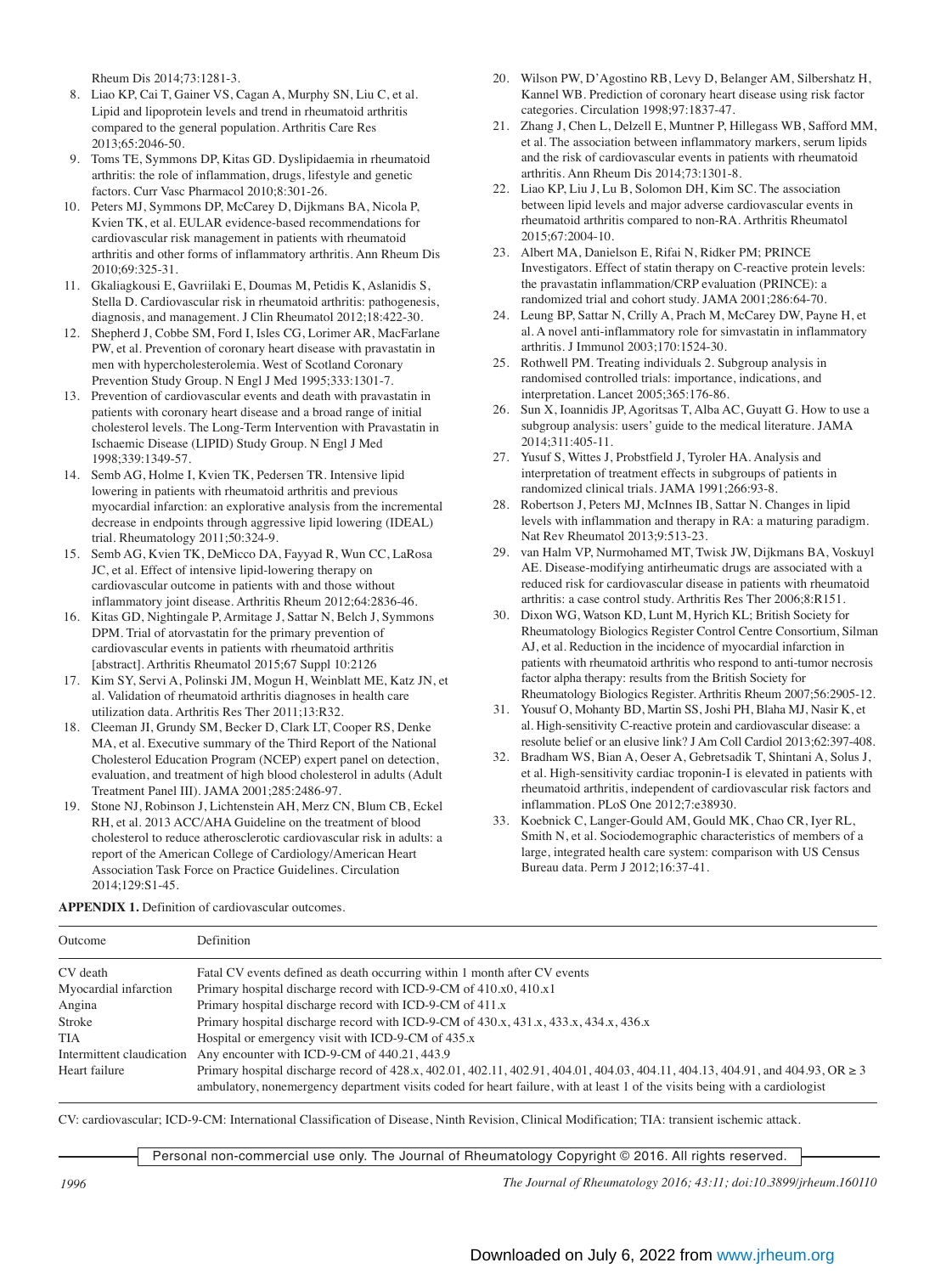Rheum Dis 2014;73:1281-3.

8. Liao KP, Cai T, Gainer VS, Cagan A, Murphy SN, Liu C, et al. Lipid and lipoprotein levels and trend in rheumatoid arthritis compared to the general population. Arthritis Care Res 2013;65:2046-50.
9. Toms TE, Symmons DP, Kitas GD. Dyslipidaemia in rheumatoid arthritis: the role of inflammation, drugs, lifestyle and genetic factors. Curr Vasc Pharmacol 2010;8:301-26.
10. Peters MJ, Symmons DP, McCarey D, Dijkmans BA, Nicola P, Kvien TK, et al. EULAR evidence-based recommendations for cardiovascular risk management in patients with rheumatoid arthritis and other forms of inflammatory arthritis. Ann Rheum Dis 2010;69:325-31.
11. Gkaliagkousi E, Gavriilaki E, Doumas M, Petidis K, Aslanidis S, Stella D. Cardiovascular risk in rheumatoid arthritis: pathogenesis, diagnosis, and management. J Clin Rheumatol 2012;18:422-30.
12. Shepherd J, Cobbe SM, Ford I, Isles CG, Lorimer AR, MacFarlane PW, et al. Prevention of coronary heart disease with pravastatin in men with hypercholesterolemia. West of Scotland Coronary Prevention Study Group. N Engl J Med 1995;333:1301-7.
13. Prevention of cardiovascular events and death with pravastatin in patients with coronary heart disease and a broad range of initial cholesterol levels. The Long-Term Intervention with Pravastatin in Ischaemic Disease (LIPID) Study Group. N Engl J Med 1998;339:1349-57.
14. Semb AG, Holme I, Kvien TK, Pedersen TR. Intensive lipid lowering in patients with rheumatoid arthritis and previous myocardial infarction: an explorative analysis from the incremental decrease in endpoints through aggressive lipid lowering (IDEAL) trial. Rheumatology 2011;50:324-9.
15. Semb AG, Kvien TK, DeMicco DA, Fayyad R, Wun CC, LaRosa JC, et al. Effect of intensive lipid-lowering therapy on cardiovascular outcome in patients with and those without inflammatory joint disease. Arthritis Rheum 2012;64:2836-46.
16. Kitas GD, Nightingale P, Armitage J, Sattar N, Belch J, Symmons DPM. Trial of atorvastatin for the primary prevention of cardiovascular events in patients with rheumatoid arthritis [abstract]. Arthritis Rheumatol 2015;67 Suppl 10:2126
17. Kim SY, Servi A, Polinski JM, Mogun H, Weinblatt ME, Katz JN, et al. Validation of rheumatoid arthritis diagnoses in health care utilization data. Arthritis Res Ther 2011;13:R32.
18. Cleeman JI, Grundy SM, Becker D, Clark LT, Cooper RS, Denke MA, et al. Executive summary of the Third Report of the National Cholesterol Education Program (NCEP) expert panel on detection, evaluation, and treatment of high blood cholesterol in adults (Adult Treatment Panel III). JAMA 2001;285:2486-97.
19. Stone NJ, Robinson J, Lichtenstein AH, Merz CN, Blum CB, Eckel RH, et al. 2013 ACC/AHA Guideline on the treatment of blood cholesterol to reduce atherosclerotic cardiovascular risk in adults: a report of the American College of Cardiology/American Heart Association Task Force on Practice Guidelines. Circulation 2014;129:S1-45.
20. Wilson PW, D'Agostino RB, Levy D, Belanger AM, Silbershatz H, Kannel WB. Prediction of coronary heart disease using risk factor categories. Circulation 1998;97:1837-47.
21. Zhang J, Chen L, Delzell E, Muntner P, Hillegass WB, Safford MM, et al. The association between inflammatory markers, serum lipids and the risk of cardiovascular events in patients with rheumatoid arthritis. Ann Rheum Dis 2014;73:1301-8.
22. Liao KP, Liu J, Lu B, Solomon DH, Kim SC. The association between lipid levels and major adverse cardiovascular events in rheumatoid arthritis compared to non-RA. Arthritis Rheumatol 2015;67:2004-10.
23. Albert MA, Danielson E, Rifai N, Ridker PM; PRINCE Investigators. Effect of statin therapy on C-reactive protein levels: the pravastatin inflammation/CRP evaluation (PRINCE): a randomized trial and cohort study. JAMA 2001;286:64-70.
24. Leung BP, Sattar N, Crilly A, Prach M, McCarey DW, Payne H, et al. A novel anti-inflammatory role for simvastatin in inflammatory arthritis. J Immunol 2003;170:1524-30.
25. Rothwell PM. Treating individuals 2. Subgroup analysis in randomised controlled trials: importance, indications, and interpretation. Lancet 2005;365:176-86.
26. Sun X, Ioannidis JP, Agoritsas T, Alba AC, Guyatt G. How to use a subgroup analysis: users' guide to the medical literature. JAMA 2014;311:405-11.
27. Yusuf S, Wittes J, Probstfield J, Tyroler HA. Analysis and interpretation of treatment effects in subgroups of patients in randomized clinical trials. JAMA 1991;266:93-8.
28. Robertson J, Peters MJ, McInnes IB, Sattar N. Changes in lipid levels with inflammation and therapy in RA: a maturing paradigm. Nat Rev Rheumatol 2013;9:513-23.
29. van Halm VP, Nurmohamed MT, Twisk JW, Dijkmans BA, Voskuyl AE. Disease-modifying antirheumatic drugs are associated with a reduced risk for cardiovascular disease in patients with rheumatoid arthritis: a case control study. Arthritis Res Ther 2006;8:R151.
30. Dixon WG, Watson KD, Lunt M, Hyrich KL; British Society for Rheumatology Biologics Register Control Centre Consortium, Silman AJ, et al. Reduction in the incidence of myocardial infarction in patients with rheumatoid arthritis who respond to anti-tumor necrosis factor alpha therapy: results from the British Society for Rheumatology Biologics Register. Arthritis Rheum 2007;56:2905-12.
31. Yousuf O, Mohanty BD, Martin SS, Joshi PH, Blaha MJ, Nasir K, et al. High-sensitivity C-reactive protein and cardiovascular disease: a resolute belief or an elusive link? J Am Coll Cardiol 2013;62:397-408.
32. Bradham WS, Bian A, Oeser A, Gebretsadik T, Shintani A, Solus J, et al. High-sensitivity cardiac troponin-I is elevated in patients with rheumatoid arthritis, independent of cardiovascular risk factors and inflammation. PLoS One 2012;7:e38930.
33. Koebnick C, Langer-Gould AM, Gould MK, Chao CR, Iyer RL, Smith N, et al. Sociodemographic characteristics of members of a large, integrated health care system: comparison with US Census Bureau data. Perm J 2012;16:37-41.

**APPENDIX 1.** Definition of cardiovascular outcomes.

| Outcome | Definition |
|---|---|
| CV death | Fatal CV events defined as death occurring within 1 month after CV events |
| Myocardial infarction | Primary hospital discharge record with ICD-9-CM of 410.x0, 410.x1 |
| Angina | Primary hospital discharge record with ICD-9-CM of 411.x |
| Stroke | Primary hospital discharge record with ICD-9-CM of 430.x, 431.x, 433.x, 434.x, 436.x |
| TIA | Hospital or emergency visit with ICD-9-CM of 435.x |
| Intermittent claudication | Any encounter with ICD-9-CM of 440.21, 443.9 |
| Heart failure | Primary hospital discharge record of 428.x, 402.01, 402.11, 402.91, 404.01, 404.03, 404.11, 404.13, 404.91, and 404.93, OR ≥ 3 ambulatory, nonemergency department visits coded for heart failure, with at least 1 of the visits being with a cardiologist |

CV: cardiovascular; ICD-9-CM: International Classification of Disease, Ninth Revision, Clinical Modification; TIA: transient ischemic attack.